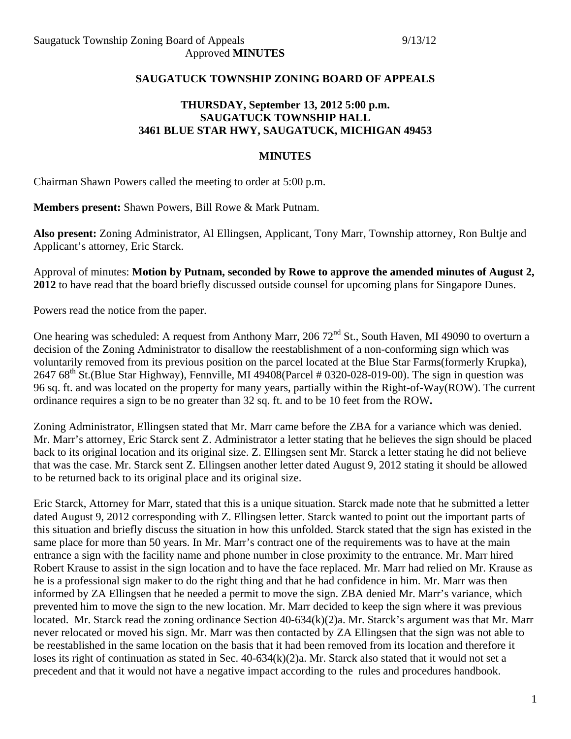Approved **MINUTES**

**SAUGATUCK TOWNSHIP ZONING BOARD OF APPEALS**

**THURSDAY, September 13, 2012 5:00 p.m.**
**SAUGATUCK TOWNSHIP HALL**
**3461 BLUE STAR HWY, SAUGATUCK, MICHIGAN 49453**

**MINUTES**

Chairman Shawn Powers called the meeting to order at 5:00 p.m.

**Members present:** Shawn Powers, Bill Rowe & Mark Putnam.

**Also present:** Zoning Administrator, Al Ellingsen, Applicant, Tony Marr, Township attorney, Ron Bultje and Applicant's attorney, Eric Starck.

Approval of minutes: **Motion by Putnam, seconded by Rowe to approve the amended minutes of August 2, 2012** to have read that the board briefly discussed outside counsel for upcoming plans for Singapore Dunes.

Powers read the notice from the paper.

One hearing was scheduled: A request from Anthony Marr, 206 72nd St., South Haven, MI 49090 to overturn a decision of the Zoning Administrator to disallow the reestablishment of a non-conforming sign which was voluntarily removed from its previous position on the parcel located at the Blue Star Farms(formerly Krupka), 2647 68th St.(Blue Star Highway), Fennville, MI 49408(Parcel # 0320-028-019-00). The sign in question was 96 sq. ft. and was located on the property for many years, partially within the Right-of-Way(ROW). The current ordinance requires a sign to be no greater than 32 sq. ft. and to be 10 feet from the ROW**.**

Zoning Administrator, Ellingsen stated that Mr. Marr came before the ZBA for a variance which was denied. Mr. Marr's attorney, Eric Starck sent Z. Administrator a letter stating that he believes the sign should be placed back to its original location and its original size. Z. Ellingsen sent Mr. Starck a letter stating he did not believe that was the case. Mr. Starck sent Z. Ellingsen another letter dated August 9, 2012 stating it should be allowed to be returned back to its original place and its original size.

Eric Starck, Attorney for Marr, stated that this is a unique situation. Starck made note that he submitted a letter dated August 9, 2012 corresponding with Z. Ellingsen letter. Starck wanted to point out the important parts of this situation and briefly discuss the situation in how this unfolded. Starck stated that the sign has existed in the same place for more than 50 years. In Mr. Marr's contract one of the requirements was to have at the main entrance a sign with the facility name and phone number in close proximity to the entrance. Mr. Marr hired Robert Krause to assist in the sign location and to have the face replaced. Mr. Marr had relied on Mr. Krause as he is a professional sign maker to do the right thing and that he had confidence in him. Mr. Marr was then informed by ZA Ellingsen that he needed a permit to move the sign. ZBA denied Mr. Marr's variance, which prevented him to move the sign to the new location. Mr. Marr decided to keep the sign where it was previous located. Mr. Starck read the zoning ordinance Section 40-634(k)(2)a. Mr. Starck's argument was that Mr. Marr never relocated or moved his sign. Mr. Marr was then contacted by ZA Ellingsen that the sign was not able to be reestablished in the same location on the basis that it had been removed from its location and therefore it loses its right of continuation as stated in Sec. 40-634(k)(2)a. Mr. Starck also stated that it would not set a precedent and that it would not have a negative impact according to the rules and procedures handbook.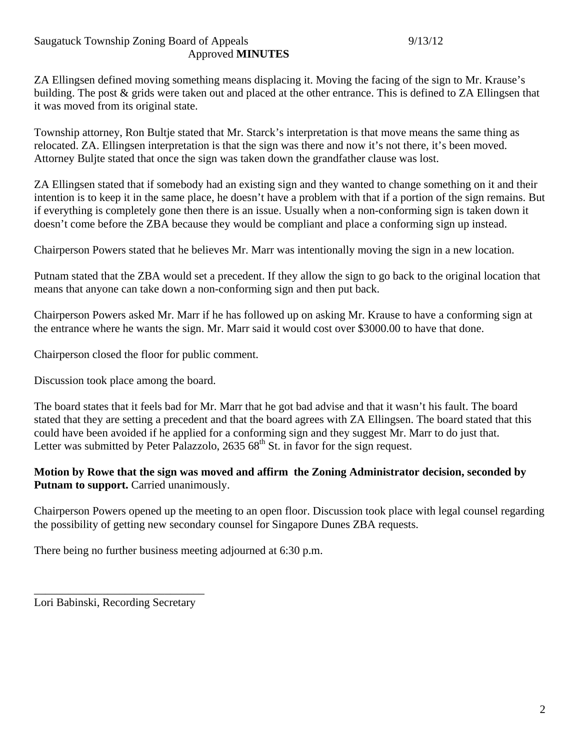ZA Ellingsen defined moving something means displacing it. Moving the facing of the sign to Mr. Krause's building. The post & grids were taken out and placed at the other entrance. This is defined to ZA Ellingsen that it was moved from its original state.

Township attorney, Ron Bultje stated that Mr. Starck's interpretation is that move means the same thing as relocated. ZA. Ellingsen interpretation is that the sign was there and now it's not there, it's been moved. Attorney Buljte stated that once the sign was taken down the grandfather clause was lost.

ZA Ellingsen stated that if somebody had an existing sign and they wanted to change something on it and their intention is to keep it in the same place, he doesn't have a problem with that if a portion of the sign remains. But if everything is completely gone then there is an issue. Usually when a non-conforming sign is taken down it doesn't come before the ZBA because they would be compliant and place a conforming sign up instead.

Chairperson Powers stated that he believes Mr. Marr was intentionally moving the sign in a new location.

Putnam stated that the ZBA would set a precedent. If they allow the sign to go back to the original location that means that anyone can take down a non-conforming sign and then put back.

Chairperson Powers asked Mr. Marr if he has followed up on asking Mr. Krause to have a conforming sign at the entrance where he wants the sign. Mr. Marr said it would cost over $3000.00 to have that done.

Chairperson closed the floor for public comment.

Discussion took place among the board.

The board states that it feels bad for Mr. Marr that he got bad advise and that it wasn't his fault. The board stated that they are setting a precedent and that the board agrees with ZA Ellingsen. The board stated that this could have been avoided if he applied for a conforming sign and they suggest Mr. Marr to do just that. Letter was submitted by Peter Palazzolo, 2635 68th St. in favor for the sign request.

**Motion by Rowe that the sign was moved and affirm the Zoning Administrator decision, seconded by Putnam to support.** Carried unanimously.

Chairperson Powers opened up the meeting to an open floor. Discussion took place with legal counsel regarding the possibility of getting new secondary counsel for Singapore Dunes ZBA requests.

There being no further business meeting adjourned at 6:30 p.m.

_______________________________
Lori Babinski, Recording Secretary